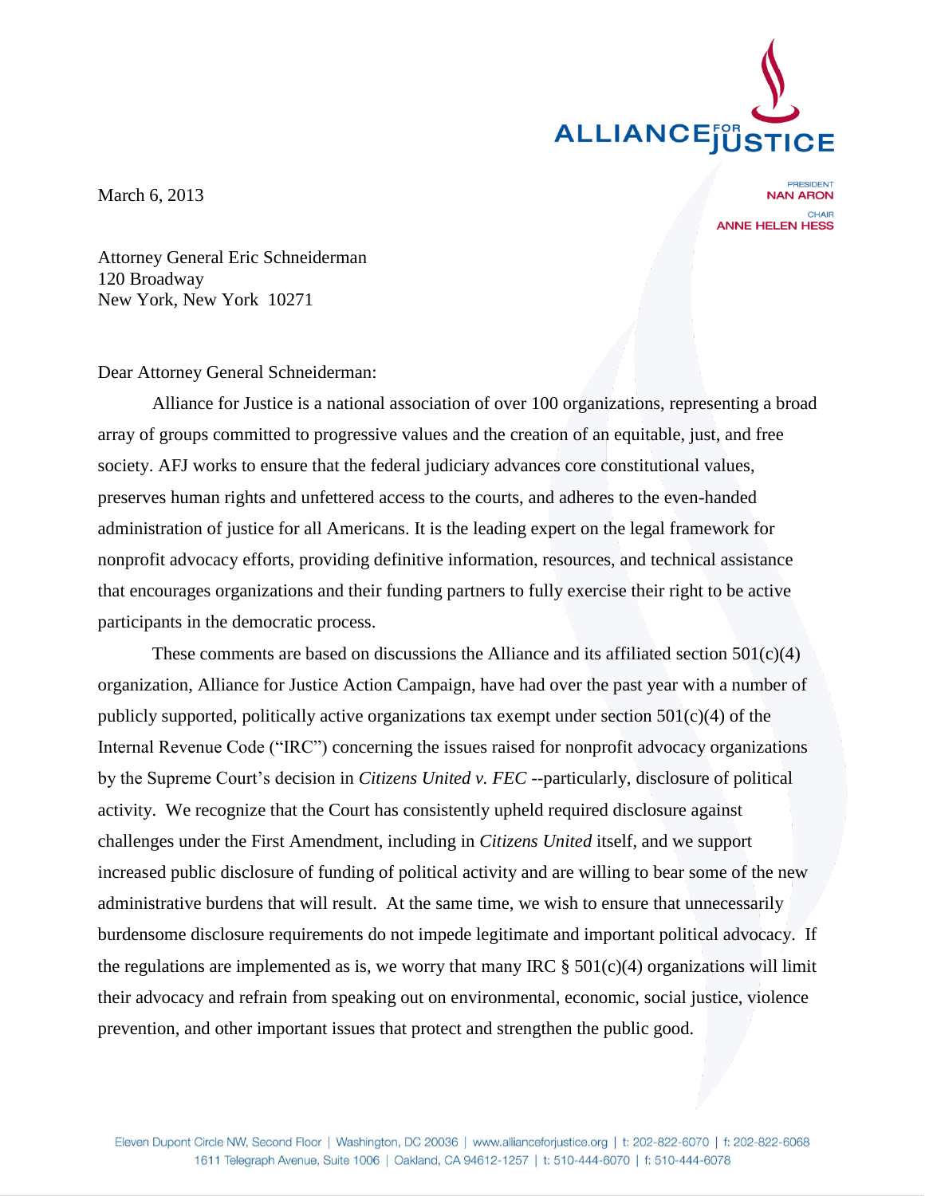ALLIANCE FOR JUSTICE

PRESIDENT
**NAN ARON**

CHAIR
**ANNE HELEN HESS**

March 6, 2013

Attorney General Eric Schneiderman
120 Broadway
New York, New York 10271

Dear Attorney General Schneiderman:

Alliance for Justice is a national association of over 100 organizations, representing a broad array of groups committed to progressive values and the creation of an equitable, just, and free society. AFJ works to ensure that the federal judiciary advances core constitutional values, preserves human rights and unfettered access to the courts, and adheres to the even-handed administration of justice for all Americans. It is the leading expert on the legal framework for nonprofit advocacy efforts, providing definitive information, resources, and technical assistance that encourages organizations and their funding partners to fully exercise their right to be active participants in the democratic process.

These comments are based on discussions the Alliance and its affiliated section 501(c)(4) organization, Alliance for Justice Action Campaign, have had over the past year with a number of publicly supported, politically active organizations tax exempt under section 501(c)(4) of the Internal Revenue Code ("IRC") concerning the issues raised for nonprofit advocacy organizations by the Supreme Court's decision in *Citizens United v. FEC* --particularly, disclosure of political activity. We recognize that the Court has consistently upheld required disclosure against challenges under the First Amendment, including in *Citizens United* itself, and we support increased public disclosure of funding of political activity and are willing to bear some of the new administrative burdens that will result. At the same time, we wish to ensure that unnecessarily burdensome disclosure requirements do not impede legitimate and important political advocacy. If the regulations are implemented as is, we worry that many IRC § 501(c)(4) organizations will limit their advocacy and refrain from speaking out on environmental, economic, social justice, violence prevention, and other important issues that protect and strengthen the public good.

Eleven Dupont Circle NW, Second Floor | Washington, DC 20036 | www.allianceforjustice.org | t: 202-822-6070 | f: 202-822-6068
1611 Telegraph Avenue, Suite 1006 | Oakland, CA 94612-1257 | t: 510-444-6070 | f: 510-444-6078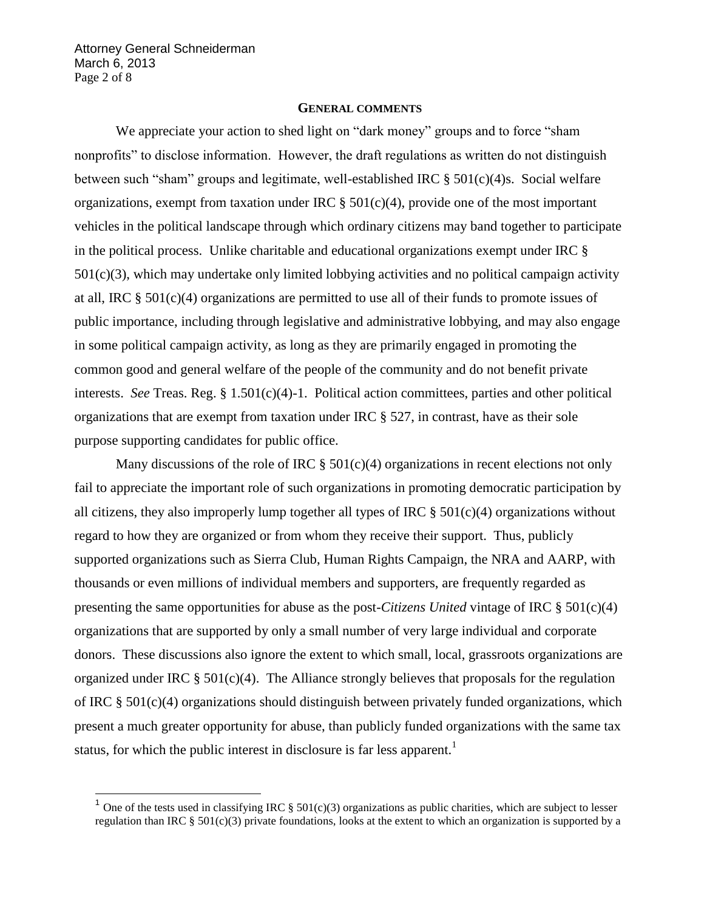## GENERAL COMMENTS

We appreciate your action to shed light on "dark money" groups and to force "sham nonprofits" to disclose information. However, the draft regulations as written do not distinguish between such "sham" groups and legitimate, well-established IRC § 501(c)(4)s. Social welfare organizations, exempt from taxation under IRC § 501(c)(4), provide one of the most important vehicles in the political landscape through which ordinary citizens may band together to participate in the political process. Unlike charitable and educational organizations exempt under IRC § 501(c)(3), which may undertake only limited lobbying activities and no political campaign activity at all, IRC § 501(c)(4) organizations are permitted to use all of their funds to promote issues of public importance, including through legislative and administrative lobbying, and may also engage in some political campaign activity, as long as they are primarily engaged in promoting the common good and general welfare of the people of the community and do not benefit private interests. *See* Treas. Reg. § 1.501(c)(4)-1. Political action committees, parties and other political organizations that are exempt from taxation under IRC § 527, in contrast, have as their sole purpose supporting candidates for public office.

Many discussions of the role of IRC § 501(c)(4) organizations in recent elections not only fail to appreciate the important role of such organizations in promoting democratic participation by all citizens, they also improperly lump together all types of IRC § 501(c)(4) organizations without regard to how they are organized or from whom they receive their support. Thus, publicly supported organizations such as Sierra Club, Human Rights Campaign, the NRA and AARP, with thousands or even millions of individual members and supporters, are frequently regarded as presenting the same opportunities for abuse as the post-*Citizens United* vintage of IRC § 501(c)(4) organizations that are supported by only a small number of very large individual and corporate donors. These discussions also ignore the extent to which small, local, grassroots organizations are organized under IRC § 501(c)(4). The Alliance strongly believes that proposals for the regulation of IRC § 501(c)(4) organizations should distinguish between privately funded organizations, which present a much greater opportunity for abuse, than publicly funded organizations with the same tax status, for which the public interest in disclosure is far less apparent.[1]

[1] One of the tests used in classifying IRC § 501(c)(3) organizations as public charities, which are subject to lesser regulation than IRC § 501(c)(3) private foundations, looks at the extent to which an organization is supported by a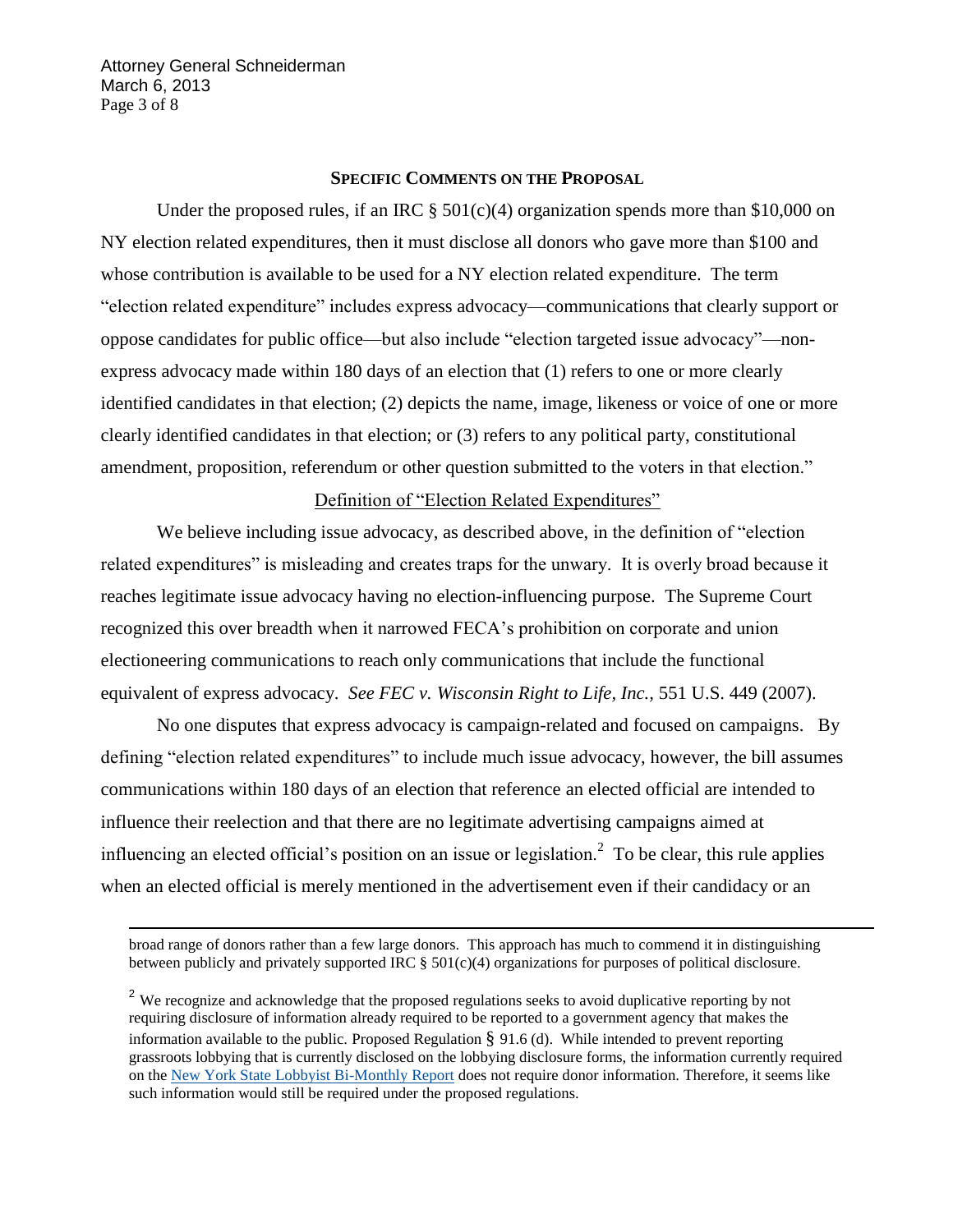## Specific Comments on the Proposal

Under the proposed rules, if an IRC § 501(c)(4) organization spends more than $10,000 on NY election related expenditures, then it must disclose all donors who gave more than $100 and whose contribution is available to be used for a NY election related expenditure. The term "election related expenditure" includes express advocacy—communications that clearly support or oppose candidates for public office—but also include "election targeted issue advocacy"—non-express advocacy made within 180 days of an election that (1) refers to one or more clearly identified candidates in that election; (2) depicts the name, image, likeness or voice of one or more clearly identified candidates in that election; or (3) refers to any political party, constitutional amendment, proposition, referendum or other question submitted to the voters in that election."

### Definition of "Election Related Expenditures"

We believe including issue advocacy, as described above, in the definition of "election related expenditures" is misleading and creates traps for the unwary. It is overly broad because it reaches legitimate issue advocacy having no election-influencing purpose. The Supreme Court recognized this over breadth when it narrowed FECA's prohibition on corporate and union electioneering communications to reach only communications that include the functional equivalent of express advocacy. *See FEC v. Wisconsin Right to Life, Inc.*, 551 U.S. 449 (2007).

No one disputes that express advocacy is campaign-related and focused on campaigns. By defining "election related expenditures" to include much issue advocacy, however, the bill assumes communications within 180 days of an election that reference an elected official are intended to influence their reelection and that there are no legitimate advertising campaigns aimed at influencing an elected official's position on an issue or legislation.[2] To be clear, this rule applies when an elected official is merely mentioned in the advertisement even if their candidacy or an

---

broad range of donors rather than a few large donors. This approach has much to commend it in distinguishing between publicly and privately supported IRC § 501(c)(4) organizations for purposes of political disclosure.

[2] We recognize and acknowledge that the proposed regulations seeks to avoid duplicative reporting by not requiring disclosure of information already required to be reported to a government agency that makes the information available to the public. Proposed Regulation § 91.6 (d). While intended to prevent reporting grassroots lobbying that is currently disclosed on the lobbying disclosure forms, the information currently required on the New York State Lobbyist Bi-Monthly Report does not require donor information. Therefore, it seems like such information would still be required under the proposed regulations.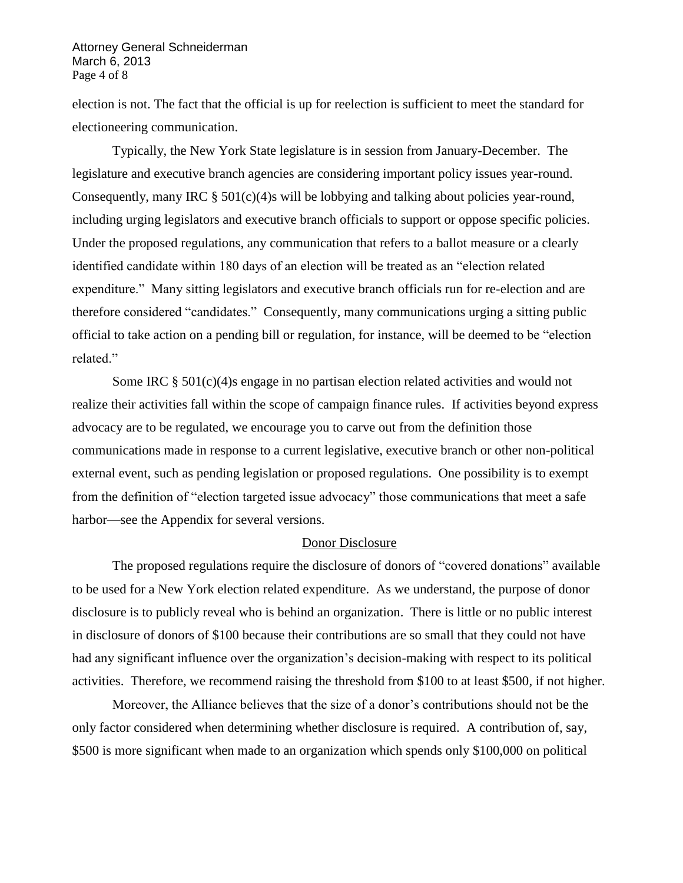election is not. The fact that the official is up for reelection is sufficient to meet the standard for electioneering communication.

Typically, the New York State legislature is in session from January-December. The legislature and executive branch agencies are considering important policy issues year-round. Consequently, many IRC § 501(c)(4)s will be lobbying and talking about policies year-round, including urging legislators and executive branch officials to support or oppose specific policies. Under the proposed regulations, any communication that refers to a ballot measure or a clearly identified candidate within 180 days of an election will be treated as an "election related expenditure." Many sitting legislators and executive branch officials run for re-election and are therefore considered "candidates." Consequently, many communications urging a sitting public official to take action on a pending bill or regulation, for instance, will be deemed to be "election related."

Some IRC § 501(c)(4)s engage in no partisan election related activities and would not realize their activities fall within the scope of campaign finance rules. If activities beyond express advocacy are to be regulated, we encourage you to carve out from the definition those communications made in response to a current legislative, executive branch or other non-political external event, such as pending legislation or proposed regulations. One possibility is to exempt from the definition of "election targeted issue advocacy" those communications that meet a safe harbor—see the Appendix for several versions.

## Donor Disclosure

The proposed regulations require the disclosure of donors of "covered donations" available to be used for a New York election related expenditure. As we understand, the purpose of donor disclosure is to publicly reveal who is behind an organization. There is little or no public interest in disclosure of donors of \$100 because their contributions are so small that they could not have had any significant influence over the organization's decision-making with respect to its political activities. Therefore, we recommend raising the threshold from \$100 to at least \$500, if not higher.

Moreover, the Alliance believes that the size of a donor's contributions should not be the only factor considered when determining whether disclosure is required. A contribution of, say, \$500 is more significant when made to an organization which spends only \$100,000 on political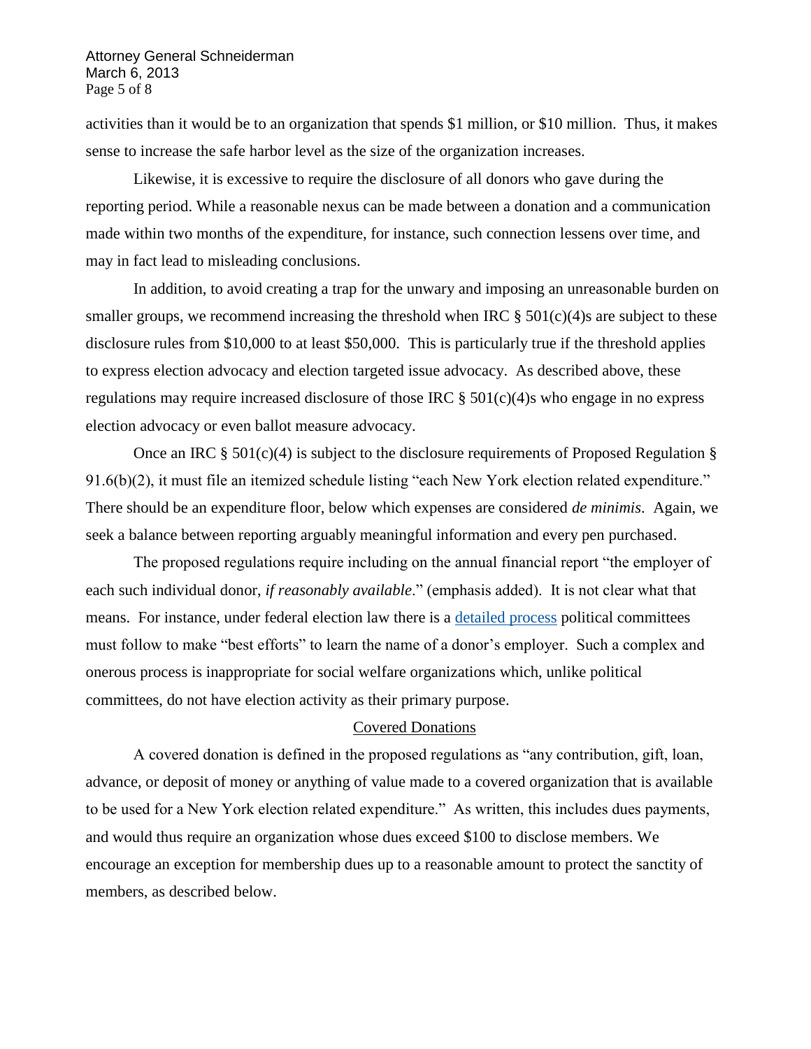activities than it would be to an organization that spends $1 million, or $10 million. Thus, it makes sense to increase the safe harbor level as the size of the organization increases.

Likewise, it is excessive to require the disclosure of all donors who gave during the reporting period. While a reasonable nexus can be made between a donation and a communication made within two months of the expenditure, for instance, such connection lessens over time, and may in fact lead to misleading conclusions.

In addition, to avoid creating a trap for the unwary and imposing an unreasonable burden on smaller groups, we recommend increasing the threshold when IRC § 501(c)(4)s are subject to these disclosure rules from $10,000 to at least $50,000. This is particularly true if the threshold applies to express election advocacy and election targeted issue advocacy. As described above, these regulations may require increased disclosure of those IRC § 501(c)(4)s who engage in no express election advocacy or even ballot measure advocacy.

Once an IRC § 501(c)(4) is subject to the disclosure requirements of Proposed Regulation § 91.6(b)(2), it must file an itemized schedule listing "each New York election related expenditure." There should be an expenditure floor, below which expenses are considered *de minimis*. Again, we seek a balance between reporting arguably meaningful information and every pen purchased.

The proposed regulations require including on the annual financial report "the employer of each such individual donor, *if reasonably available*." (emphasis added). It is not clear what that means. For instance, under federal election law there is a detailed process political committees must follow to make "best efforts" to learn the name of a donor's employer. Such a complex and onerous process is inappropriate for social welfare organizations which, unlike political committees, do not have election activity as their primary purpose.

## Covered Donations

A covered donation is defined in the proposed regulations as "any contribution, gift, loan, advance, or deposit of money or anything of value made to a covered organization that is available to be used for a New York election related expenditure." As written, this includes dues payments, and would thus require an organization whose dues exceed $100 to disclose members. We encourage an exception for membership dues up to a reasonable amount to protect the sanctity of members, as described below.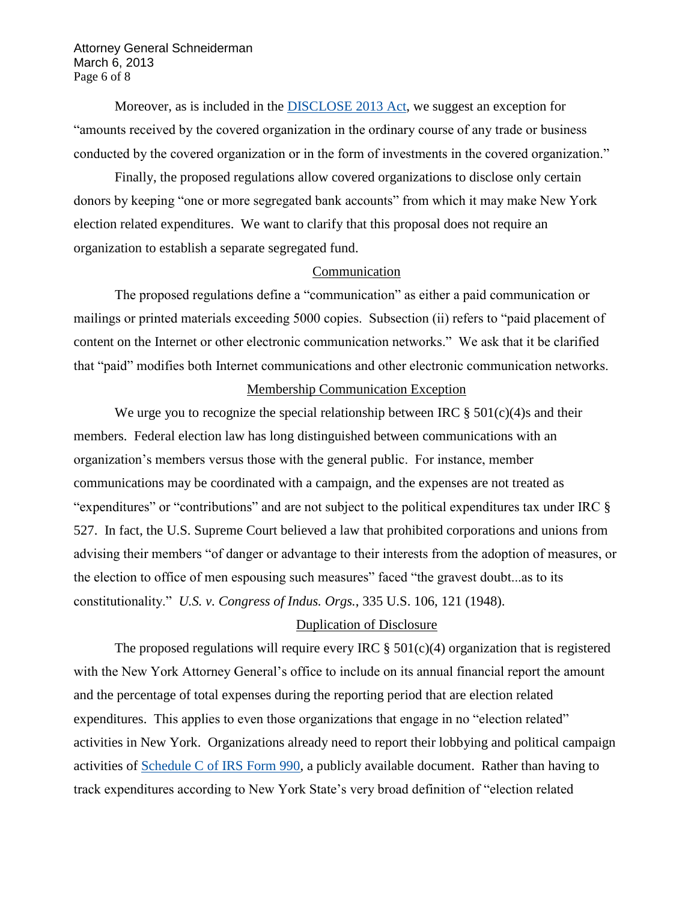Moreover, as is included in the [DISCLOSE 2013 Act](), we suggest an exception for "amounts received by the covered organization in the ordinary course of any trade or business conducted by the covered organization or in the form of investments in the covered organization."

Finally, the proposed regulations allow covered organizations to disclose only certain donors by keeping "one or more segregated bank accounts" from which it may make New York election related expenditures. We want to clarify that this proposal does not require an organization to establish a separate segregated fund.

## Communication

The proposed regulations define a "communication" as either a paid communication or mailings or printed materials exceeding 5000 copies. Subsection (ii) refers to "paid placement of content on the Internet or other electronic communication networks." We ask that it be clarified that "paid" modifies both Internet communications and other electronic communication networks.

## Membership Communication Exception

We urge you to recognize the special relationship between IRC § 501(c)(4)s and their members. Federal election law has long distinguished between communications with an organization's members versus those with the general public. For instance, member communications may be coordinated with a campaign, and the expenses are not treated as "expenditures" or "contributions" and are not subject to the political expenditures tax under IRC § 527. In fact, the U.S. Supreme Court believed a law that prohibited corporations and unions from advising their members "of danger or advantage to their interests from the adoption of measures, or the election to office of men espousing such measures" faced "the gravest doubt...as to its constitutionality." *U.S. v. Congress of Indus. Orgs.*, 335 U.S. 106, 121 (1948).

## Duplication of Disclosure

The proposed regulations will require every IRC § 501(c)(4) organization that is registered with the New York Attorney General's office to include on its annual financial report the amount and the percentage of total expenses during the reporting period that are election related expenditures. This applies to even those organizations that engage in no "election related" activities in New York. Organizations already need to report their lobbying and political campaign activities of [Schedule C of IRS Form 990](), a publicly available document. Rather than having to track expenditures according to New York State's very broad definition of "election related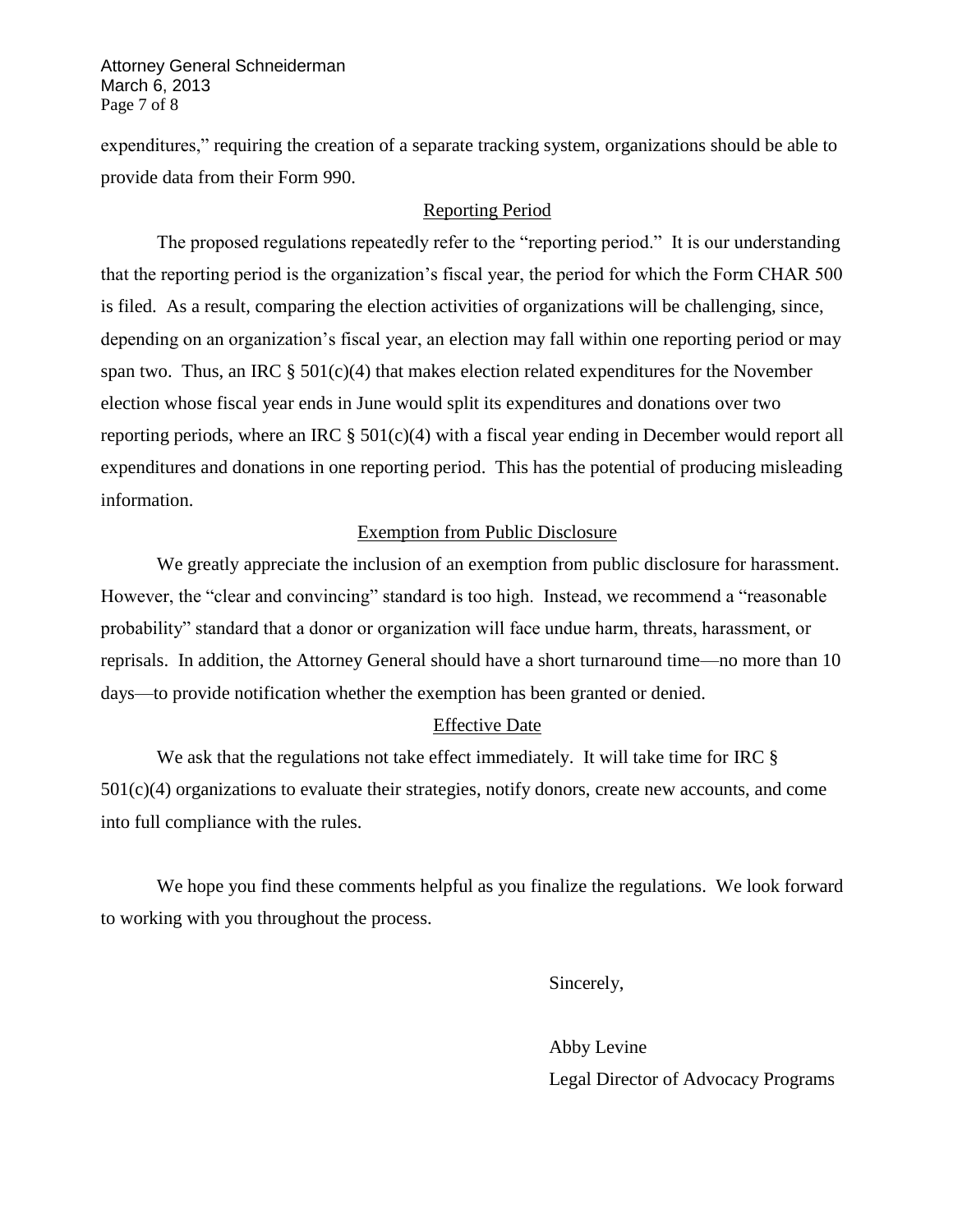expenditures," requiring the creation of a separate tracking system, organizations should be able to provide data from their Form 990.

## Reporting Period

The proposed regulations repeatedly refer to the "reporting period." It is our understanding that the reporting period is the organization's fiscal year, the period for which the Form CHAR 500 is filed. As a result, comparing the election activities of organizations will be challenging, since, depending on an organization's fiscal year, an election may fall within one reporting period or may span two. Thus, an IRC § 501(c)(4) that makes election related expenditures for the November election whose fiscal year ends in June would split its expenditures and donations over two reporting periods, where an IRC § 501(c)(4) with a fiscal year ending in December would report all expenditures and donations in one reporting period. This has the potential of producing misleading information.

## Exemption from Public Disclosure

We greatly appreciate the inclusion of an exemption from public disclosure for harassment. However, the "clear and convincing" standard is too high. Instead, we recommend a "reasonable probability" standard that a donor or organization will face undue harm, threats, harassment, or reprisals. In addition, the Attorney General should have a short turnaround time—no more than 10 days—to provide notification whether the exemption has been granted or denied.

## Effective Date

We ask that the regulations not take effect immediately. It will take time for IRC § 501(c)(4) organizations to evaluate their strategies, notify donors, create new accounts, and come into full compliance with the rules.

We hope you find these comments helpful as you finalize the regulations. We look forward to working with you throughout the process.

Sincerely,

Abby Levine  
Legal Director of Advocacy Programs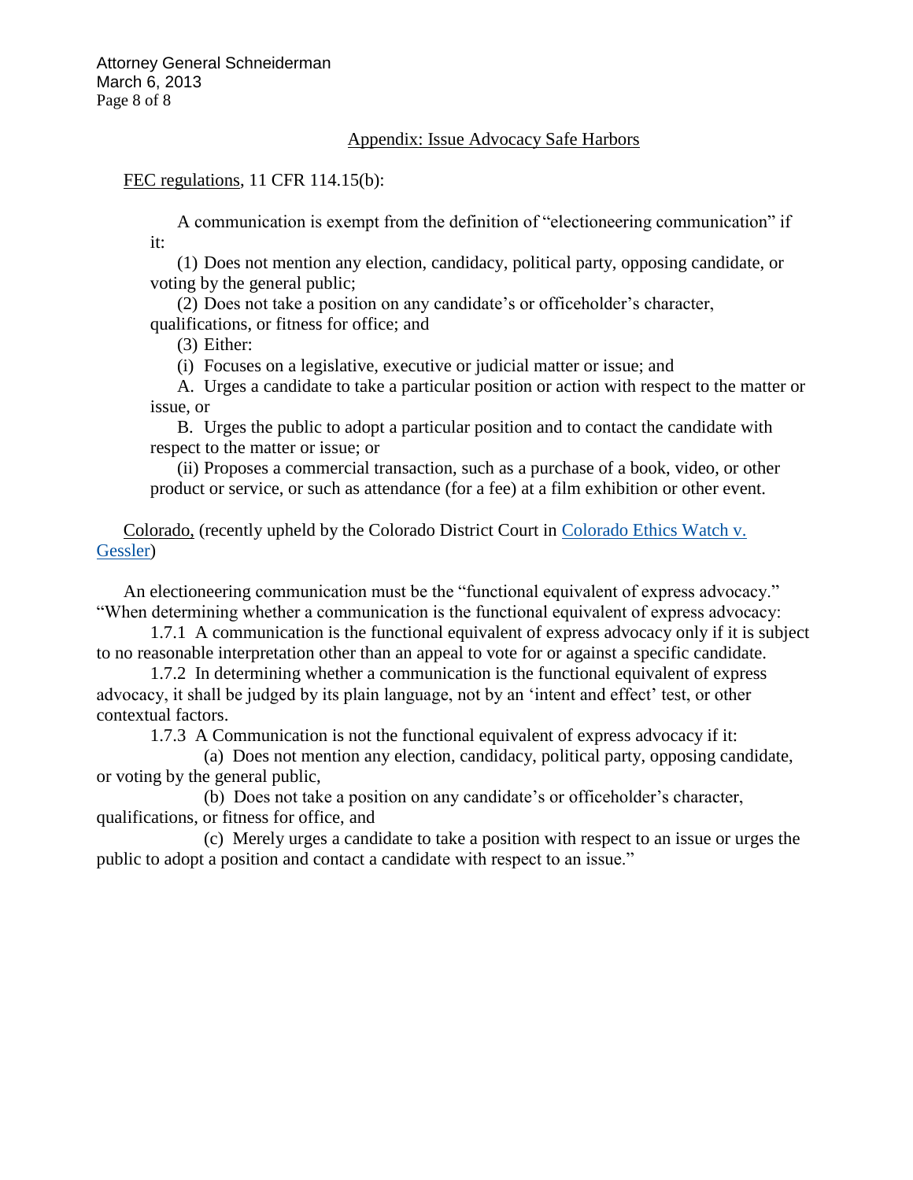## Appendix: Issue Advocacy Safe Harbors

FEC regulations, 11 CFR 114.15(b):

> A communication is exempt from the definition of "electioneering communication" if it:
>
> (1) Does not mention any election, candidacy, political party, opposing candidate, or voting by the general public;
>
> (2) Does not take a position on any candidate's or officeholder's character, qualifications, or fitness for office; and
>
> (3) Either:
>
> (i) Focuses on a legislative, executive or judicial matter or issue; and
>
> A. Urges a candidate to take a particular position or action with respect to the matter or issue, or
>
> B. Urges the public to adopt a particular position and to contact the candidate with respect to the matter or issue; or
>
> (ii) Proposes a commercial transaction, such as a purchase of a book, video, or other product or service, or such as attendance (for a fee) at a film exhibition or other event.

Colorado, (recently upheld by the Colorado District Court in Colorado Ethics Watch v. Gessler)

An electioneering communication must be the "functional equivalent of express advocacy." "When determining whether a communication is the functional equivalent of express advocacy:

1.7.1 A communication is the functional equivalent of express advocacy only if it is subject to no reasonable interpretation other than an appeal to vote for or against a specific candidate.

1.7.2 In determining whether a communication is the functional equivalent of express advocacy, it shall be judged by its plain language, not by an 'intent and effect' test, or other contextual factors.

1.7.3 A Communication is not the functional equivalent of express advocacy if it:

(a) Does not mention any election, candidacy, political party, opposing candidate, or voting by the general public,

(b) Does not take a position on any candidate's or officeholder's character, qualifications, or fitness for office, and

(c) Merely urges a candidate to take a position with respect to an issue or urges the public to adopt a position and contact a candidate with respect to an issue."